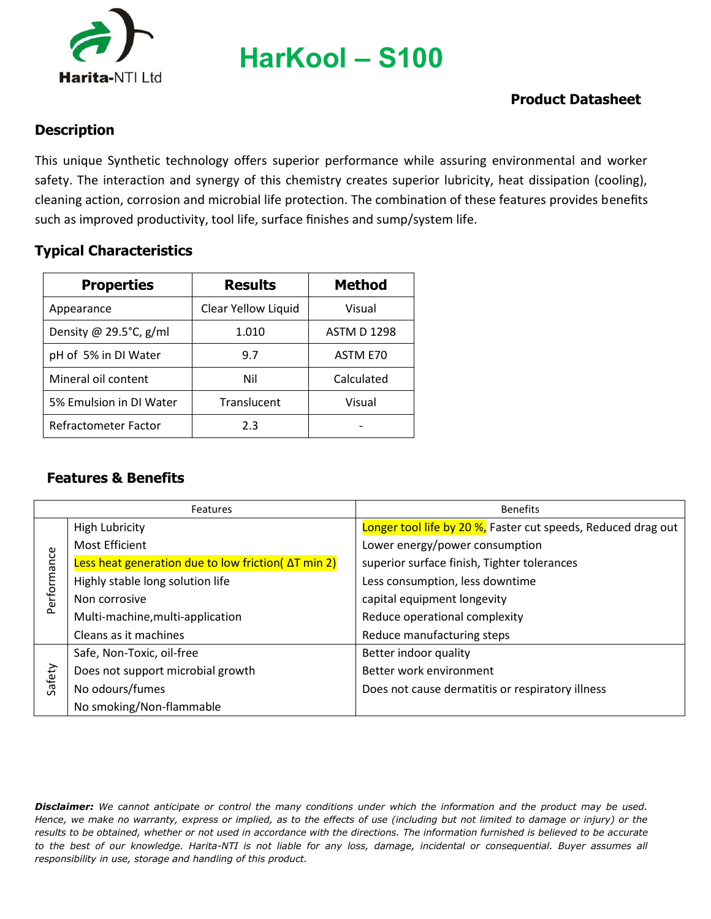Harita-NTI Ltd

# HarKool – S100

**Product Datasheet**

## Description

This unique Synthetic technology offers superior performance while assuring environmental and worker safety. The interaction and synergy of this chemistry creates superior lubricity, heat dissipation (cooling), cleaning action, corrosion and microbial life protection. The combination of these features provides benefits such as improved productivity, tool life, surface finishes and sump/system life.

## Typical Characteristics

| Properties | Results | Method |
|---|---|---|
| Appearance | Clear Yellow Liquid | Visual |
| Density @ 29.5°C, g/ml | 1.010 | ASTM D 1298 |
| pH of 5% in DI Water | 9.7 | ASTM E70 |
| Mineral oil content | Nil | Calculated |
| 5% Emulsion in DI Water | Translucent | Visual |
| Refractometer Factor | 2.3 | - |

## Features & Benefits

| | Features | Benefits |
|---|---|---|
| Performance | High Lubricity | Longer tool life by 20 %, Faster cut speeds, Reduced drag out |
| | Most Efficient | Lower energy/power consumption |
| | Less heat generation due to low friction( $\Delta T$ min 2) | superior surface finish, Tighter tolerances |
| | Highly stable long solution life | Less consumption, less downtime |
| | Non corrosive | capital equipment longevity |
| | Multi-machine,multi-application | Reduce operational complexity |
| | Cleans as it machines | Reduce manufacturing steps |
| Safety | Safe, Non-Toxic, oil-free | Better indoor quality |
| | Does not support microbial growth | Better work environment |
| | No odours/fumes | Does not cause dermatitis or respiratory illness |
| | No smoking/Non-flammable | |

***Disclaimer:*** *We cannot anticipate or control the many conditions under which the information and the product may be used. Hence, we make no warranty, express or implied, as to the effects of use (including but not limited to damage or injury) or the results to be obtained, whether or not used in accordance with the directions. The information furnished is believed to be accurate to the best of our knowledge. Harita-NTI is not liable for any loss, damage, incidental or consequential. Buyer assumes all responsibility in use, storage and handling of this product.*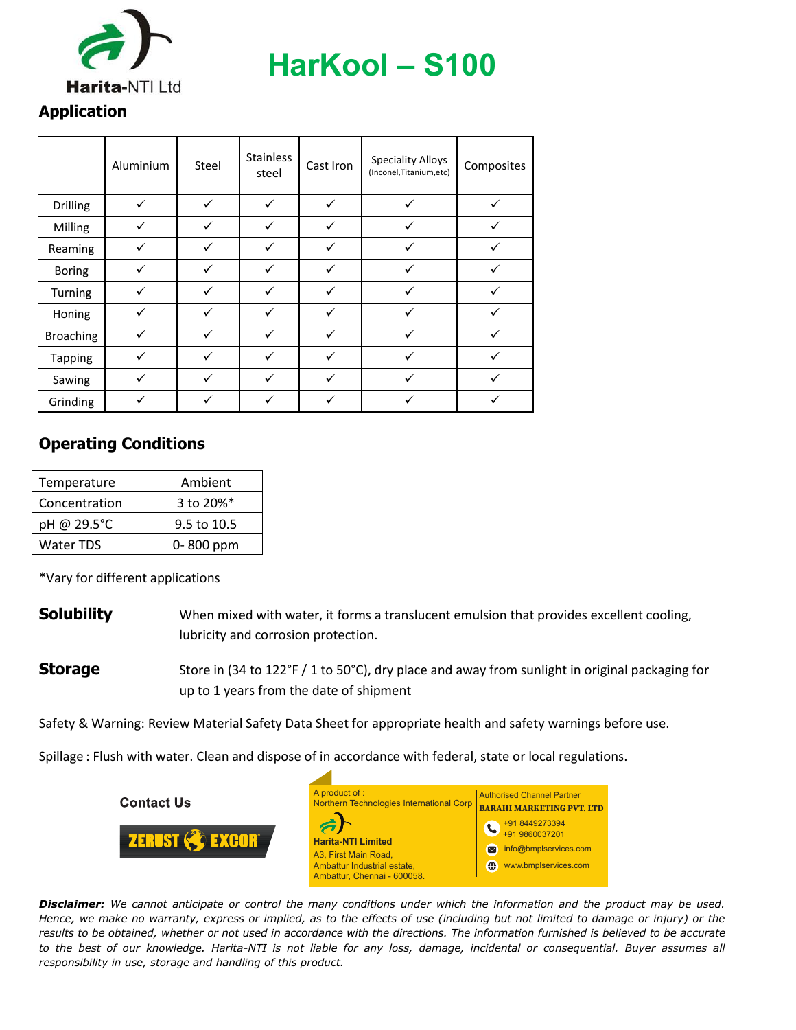Harita-NTI Ltd

# HarKool – S100

## Application

| | Aluminium | Steel | Stainless steel | Cast Iron | Speciality Alloys (Inconel,Titanium,etc) | Composites |
|---|---|---|---|---|---|---|
| Drilling | ✓ | ✓ | ✓ | ✓ | ✓ | ✓ |
| Milling | ✓ | ✓ | ✓ | ✓ | ✓ | ✓ |
| Reaming | ✓ | ✓ | ✓ | ✓ | ✓ | ✓ |
| Boring | ✓ | ✓ | ✓ | ✓ | ✓ | ✓ |
| Turning | ✓ | ✓ | ✓ | ✓ | ✓ | ✓ |
| Honing | ✓ | ✓ | ✓ | ✓ | ✓ | ✓ |
| Broaching | ✓ | ✓ | ✓ | ✓ | ✓ | ✓ |
| Tapping | ✓ | ✓ | ✓ | ✓ | ✓ | ✓ |
| Sawing | ✓ | ✓ | ✓ | ✓ | ✓ | ✓ |
| Grinding | ✓ | ✓ | ✓ | ✓ | ✓ | ✓ |

## Operating Conditions

| | |
|---|---|
| Temperature | Ambient |
| Concentration | 3 to 20%* |
| pH @ 29.5°C | 9.5 to 10.5 |
| Water TDS | 0- 800 ppm |

*Vary for different applications

**Solubility** When mixed with water, it forms a translucent emulsion that provides excellent cooling, lubricity and corrosion protection.

**Storage** Store in (34 to 122°F / 1 to 50°C), dry place and away from sunlight in original packaging for up to 1 years from the date of shipment

Safety & Warning: Review Material Safety Data Sheet for appropriate health and safety warnings before use.

Spillage : Flush with water. Clean and dispose of in accordance with federal, state or local regulations.

**Contact Us**

ZERUST EXCOR

A product of :
Northern Technologies International Corp

**Harita-NTI Limited**
A3, First Main Road,
Ambattur Industrial estate,
Ambattur, Chennai - 600058.

Authorised Channel Partner
**BARAHI MARKETING PVT. LTD**
+91 8449273394
+91 9860037201
info@bmplservices.com
www.bmplservices.com

***Disclaimer:*** *We cannot anticipate or control the many conditions under which the information and the product may be used. Hence, we make no warranty, express or implied, as to the effects of use (including but not limited to damage or injury) or the results to be obtained, whether or not used in accordance with the directions. The information furnished is believed to be accurate to the best of our knowledge. Harita-NTI is not liable for any loss, damage, incidental or consequential. Buyer assumes all responsibility in use, storage and handling of this product.*